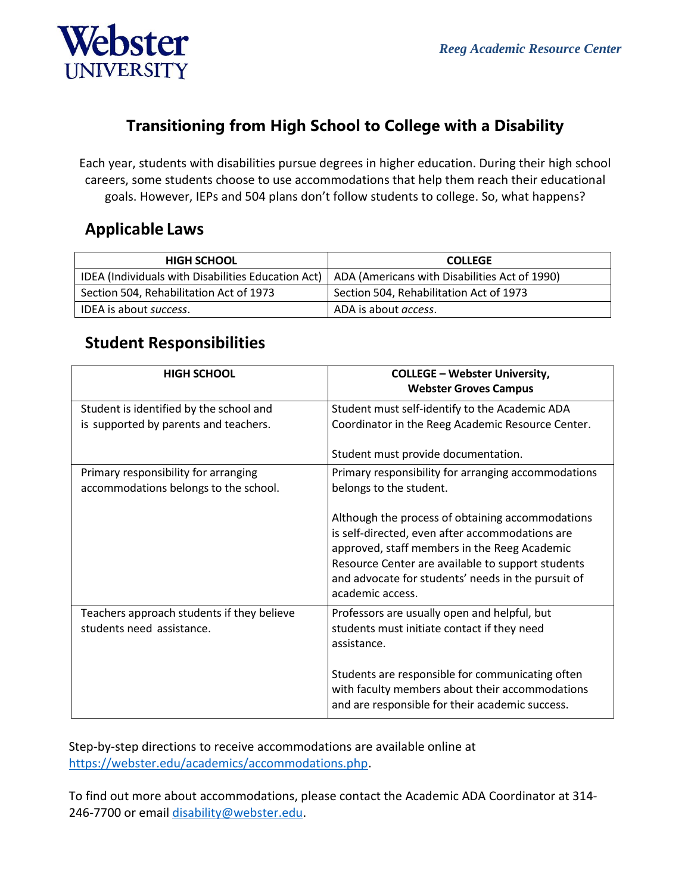Webster UNIVERSITY

*Reeg Academic Resource Center*

# Transitioning from High School to College with a Disability

Each year, students with disabilities pursue degrees in higher education. During their high school careers, some students choose to use accommodations that help them reach their educational goals. However, IEPs and 504 plans don't follow students to college. So, what happens?

## Applicable Laws

| HIGH SCHOOL | COLLEGE |
|---|---|
| IDEA (Individuals with Disabilities Education Act) | ADA (Americans with Disabilities Act of 1990) |
| Section 504, Rehabilitation Act of 1973 | Section 504, Rehabilitation Act of 1973 |
| IDEA is about *success*. | ADA is about *access*. |

## Student Responsibilities

| HIGH SCHOOL | COLLEGE – Webster University, Webster Groves Campus |
|---|---|
| Student is identified by the school and is supported by parents and teachers. | Student must self-identify to the Academic ADA Coordinator in the Reeg Academic Resource Center.<br><br>Student must provide documentation. |
| Primary responsibility for arranging accommodations belongs to the school. | Primary responsibility for arranging accommodations belongs to the student.<br><br>Although the process of obtaining accommodations is self-directed, even after accommodations are approved, staff members in the Reeg Academic Resource Center are available to support students and advocate for students' needs in the pursuit of academic access. |
| Teachers approach students if they believe students need assistance. | Professors are usually open and helpful, but students must initiate contact if they need assistance.<br><br>Students are responsible for communicating often with faculty members about their accommodations and are responsible for their academic success. |

Step-by-step directions to receive accommodations are available online at https://webster.edu/academics/accommodations.php.

To find out more about accommodations, please contact the Academic ADA Coordinator at 314-246-7700 or email disability@webster.edu.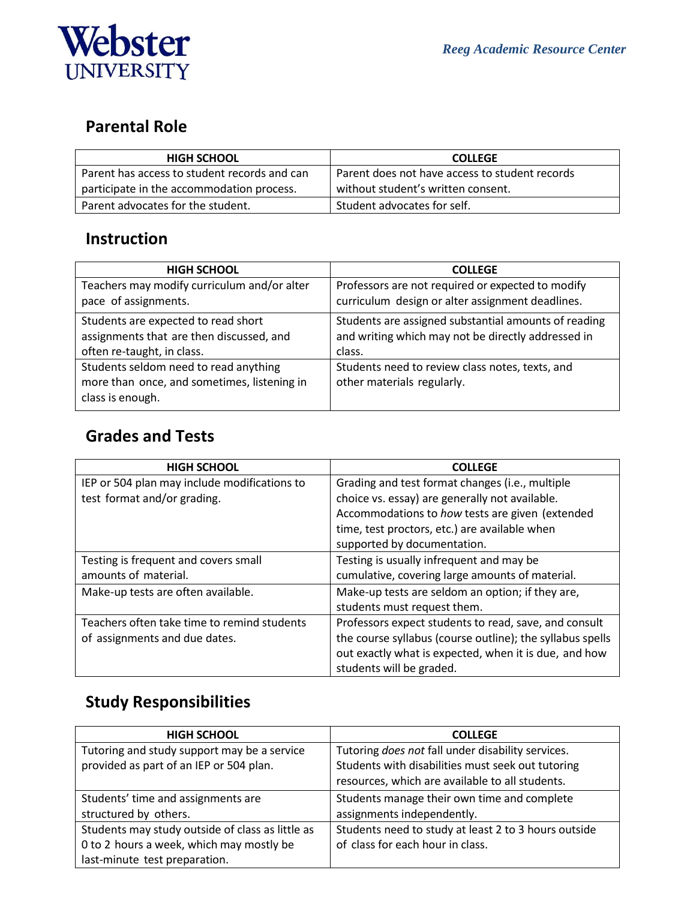## Parental Role

| HIGH SCHOOL | COLLEGE |
|---|---|
| Parent has access to student records and can participate in the accommodation process. | Parent does not have access to student records without student's written consent. |
| Parent advocates for the student. | Student advocates for self. |

## Instruction

| HIGH SCHOOL | COLLEGE |
|---|---|
| Teachers may modify curriculum and/or alter pace of assignments. | Professors are not required or expected to modify curriculum design or alter assignment deadlines. |
| Students are expected to read short assignments that are then discussed, and often re-taught, in class. | Students are assigned substantial amounts of reading and writing which may not be directly addressed in class. |
| Students seldom need to read anything more than once, and sometimes, listening in class is enough. | Students need to review class notes, texts, and other materials regularly. |

## Grades and Tests

| HIGH SCHOOL | COLLEGE |
|---|---|
| IEP or 504 plan may include modifications to test format and/or grading. | Grading and test format changes (i.e., multiple choice vs. essay) are generally not available. Accommodations to *how* tests are given (extended time, test proctors, etc.) are available when supported by documentation. |
| Testing is frequent and covers small amounts of material. | Testing is usually infrequent and may be cumulative, covering large amounts of material. |
| Make-up tests are often available. | Make-up tests are seldom an option; if they are, students must request them. |
| Teachers often take time to remind students of assignments and due dates. | Professors expect students to read, save, and consult the course syllabus (course outline); the syllabus spells out exactly what is expected, when it is due, and how students will be graded. |

## Study Responsibilities

| HIGH SCHOOL | COLLEGE |
|---|---|
| Tutoring and study support may be a service provided as part of an IEP or 504 plan. | Tutoring *does not* fall under disability services. Students with disabilities must seek out tutoring resources, which are available to all students. |
| Students' time and assignments are structured by others. | Students manage their own time and complete assignments independently. |
| Students may study outside of class as little as 0 to 2 hours a week, which may mostly be last-minute test preparation. | Students need to study at least 2 to 3 hours outside of class for each hour in class. |